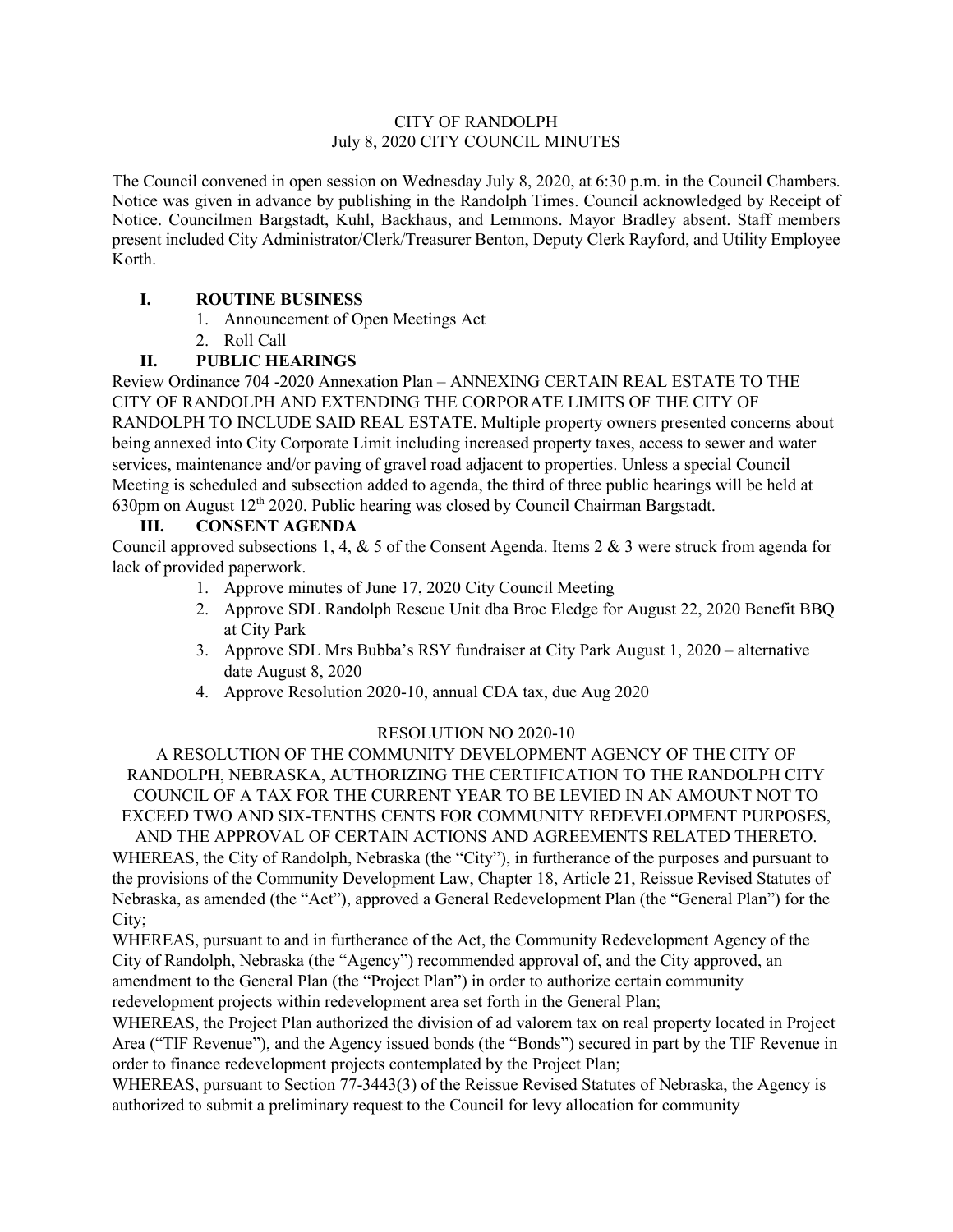CITY OF RANDOLPH
July 8, 2020 CITY COUNCIL MINUTES

The Council convened in open session on Wednesday July 8, 2020, at 6:30 p.m. in the Council Chambers. Notice was given in advance by publishing in the Randolph Times. Council acknowledged by Receipt of Notice. Councilmen Bargstadt, Kuhl, Backhaus, and Lemmons. Mayor Bradley absent. Staff members present included City Administrator/Clerk/Treasurer Benton, Deputy Clerk Rayford, and Utility Employee Korth.

## I. ROUTINE BUSINESS

1. Announcement of Open Meetings Act
2. Roll Call

## II. PUBLIC HEARINGS

Review Ordinance 704 -2020 Annexation Plan – ANNEXING CERTAIN REAL ESTATE TO THE CITY OF RANDOLPH AND EXTENDING THE CORPORATE LIMITS OF THE CITY OF RANDOLPH TO INCLUDE SAID REAL ESTATE. Multiple property owners presented concerns about being annexed into City Corporate Limit including increased property taxes, access to sewer and water services, maintenance and/or paving of gravel road adjacent to properties. Unless a special Council Meeting is scheduled and subsection added to agenda, the third of three public hearings will be held at 630pm on August 12th 2020. Public hearing was closed by Council Chairman Bargstadt.

## III. CONSENT AGENDA

Council approved subsections 1, 4, & 5 of the Consent Agenda. Items 2 & 3 were struck from agenda for lack of provided paperwork.

1. Approve minutes of June 17, 2020 City Council Meeting
2. Approve SDL Randolph Rescue Unit dba Broc Eledge for August 22, 2020 Benefit BBQ at City Park
3. Approve SDL Mrs Bubba's RSY fundraiser at City Park August 1, 2020 – alternative date August 8, 2020
4. Approve Resolution 2020-10, annual CDA tax, due Aug 2020

RESOLUTION NO 2020-10

A RESOLUTION OF THE COMMUNITY DEVELOPMENT AGENCY OF THE CITY OF RANDOLPH, NEBRASKA, AUTHORIZING THE CERTIFICATION TO THE RANDOLPH CITY COUNCIL OF A TAX FOR THE CURRENT YEAR TO BE LEVIED IN AN AMOUNT NOT TO EXCEED TWO AND SIX-TENTHS CENTS FOR COMMUNITY REDEVELOPMENT PURPOSES, AND THE APPROVAL OF CERTAIN ACTIONS AND AGREEMENTS RELATED THERETO.

WHEREAS, the City of Randolph, Nebraska (the "City"), in furtherance of the purposes and pursuant to the provisions of the Community Development Law, Chapter 18, Article 21, Reissue Revised Statutes of Nebraska, as amended (the "Act"), approved a General Redevelopment Plan (the "General Plan") for the City;

WHEREAS, pursuant to and in furtherance of the Act, the Community Redevelopment Agency of the City of Randolph, Nebraska (the "Agency") recommended approval of, and the City approved, an amendment to the General Plan (the "Project Plan") in order to authorize certain community redevelopment projects within redevelopment area set forth in the General Plan;

WHEREAS, the Project Plan authorized the division of ad valorem tax on real property located in Project Area ("TIF Revenue"), and the Agency issued bonds (the "Bonds") secured in part by the TIF Revenue in order to finance redevelopment projects contemplated by the Project Plan;

WHEREAS, pursuant to Section 77-3443(3) of the Reissue Revised Statutes of Nebraska, the Agency is authorized to submit a preliminary request to the Council for levy allocation for community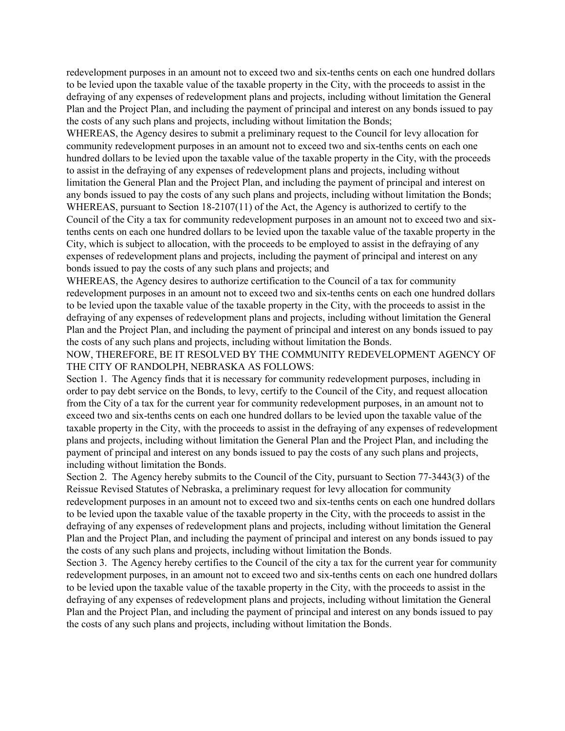redevelopment purposes in an amount not to exceed two and six-tenths cents on each one hundred dollars to be levied upon the taxable value of the taxable property in the City, with the proceeds to assist in the defraying of any expenses of redevelopment plans and projects, including without limitation the General Plan and the Project Plan, and including the payment of principal and interest on any bonds issued to pay the costs of any such plans and projects, including without limitation the Bonds;

WHEREAS, the Agency desires to submit a preliminary request to the Council for levy allocation for community redevelopment purposes in an amount not to exceed two and six-tenths cents on each one hundred dollars to be levied upon the taxable value of the taxable property in the City, with the proceeds to assist in the defraying of any expenses of redevelopment plans and projects, including without limitation the General Plan and the Project Plan, and including the payment of principal and interest on any bonds issued to pay the costs of any such plans and projects, including without limitation the Bonds;

WHEREAS, pursuant to Section 18-2107(11) of the Act, the Agency is authorized to certify to the Council of the City a tax for community redevelopment purposes in an amount not to exceed two and six-tenths cents on each one hundred dollars to be levied upon the taxable value of the taxable property in the City, which is subject to allocation, with the proceeds to be employed to assist in the defraying of any expenses of redevelopment plans and projects, including the payment of principal and interest on any bonds issued to pay the costs of any such plans and projects; and

WHEREAS, the Agency desires to authorize certification to the Council of a tax for community redevelopment purposes in an amount not to exceed two and six-tenths cents on each one hundred dollars to be levied upon the taxable value of the taxable property in the City, with the proceeds to assist in the defraying of any expenses of redevelopment plans and projects, including without limitation the General Plan and the Project Plan, and including the payment of principal and interest on any bonds issued to pay the costs of any such plans and projects, including without limitation the Bonds.

NOW, THEREFORE, BE IT RESOLVED BY THE COMMUNITY REDEVELOPMENT AGENCY OF THE CITY OF RANDOLPH, NEBRASKA AS FOLLOWS:

Section 1. The Agency finds that it is necessary for community redevelopment purposes, including in order to pay debt service on the Bonds, to levy, certify to the Council of the City, and request allocation from the City of a tax for the current year for community redevelopment purposes, in an amount not to exceed two and six-tenths cents on each one hundred dollars to be levied upon the taxable value of the taxable property in the City, with the proceeds to assist in the defraying of any expenses of redevelopment plans and projects, including without limitation the General Plan and the Project Plan, and including the payment of principal and interest on any bonds issued to pay the costs of any such plans and projects, including without limitation the Bonds.

Section 2. The Agency hereby submits to the Council of the City, pursuant to Section 77-3443(3) of the Reissue Revised Statutes of Nebraska, a preliminary request for levy allocation for community redevelopment purposes in an amount not to exceed two and six-tenths cents on each one hundred dollars to be levied upon the taxable value of the taxable property in the City, with the proceeds to assist in the defraying of any expenses of redevelopment plans and projects, including without limitation the General Plan and the Project Plan, and including the payment of principal and interest on any bonds issued to pay the costs of any such plans and projects, including without limitation the Bonds.

Section 3. The Agency hereby certifies to the Council of the city a tax for the current year for community redevelopment purposes, in an amount not to exceed two and six-tenths cents on each one hundred dollars to be levied upon the taxable value of the taxable property in the City, with the proceeds to assist in the defraying of any expenses of redevelopment plans and projects, including without limitation the General Plan and the Project Plan, and including the payment of principal and interest on any bonds issued to pay the costs of any such plans and projects, including without limitation the Bonds.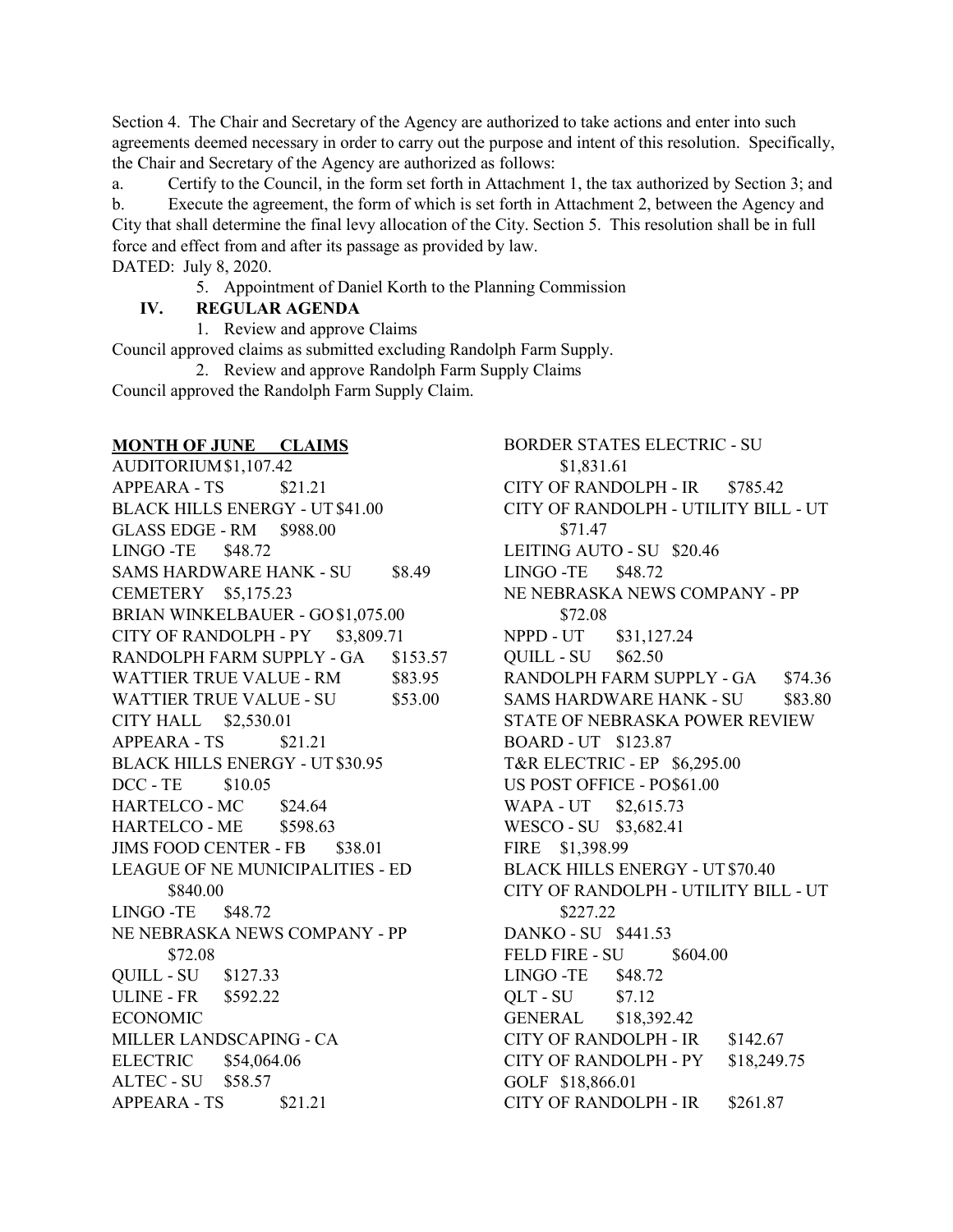Section 4. The Chair and Secretary of the Agency are authorized to take actions and enter into such agreements deemed necessary in order to carry out the purpose and intent of this resolution. Specifically, the Chair and Secretary of the Agency are authorized as follows:

a. Certify to the Council, in the form set forth in Attachment 1, the tax authorized by Section 3; and

b. Execute the agreement, the form of which is set forth in Attachment 2, between the Agency and City that shall determine the final levy allocation of the City. Section 5. This resolution shall be in full force and effect from and after its passage as provided by law.

DATED: July 8, 2020.

5. Appointment of Daniel Korth to the Planning Commission

## IV. REGULAR AGENDA

1. Review and approve Claims

Council approved claims as submitted excluding Randolph Farm Supply.

2. Review and approve Randolph Farm Supply Claims

Council approved the Randolph Farm Supply Claim.

**MONTH OF JUNE CLAIMS**

AUDITORIUM $1,107.42
APPEARA - TS $21.21
BLACK HILLS ENERGY - UT $41.00
GLASS EDGE - RM $988.00
LINGO -TE $48.72
SAMS HARDWARE HANK - SU $8.49
CEMETERY $5,175.23
BRIAN WINKELBAUER - GO $1,075.00
CITY OF RANDOLPH - PY $3,809.71
RANDOLPH FARM SUPPLY - GA $153.57
WATTIER TRUE VALUE - RM $83.95
WATTIER TRUE VALUE - SU $53.00
CITY HALL $2,530.01
APPEARA - TS $21.21
BLACK HILLS ENERGY - UT $30.95
DCC - TE $10.05
HARTELCO - MC $24.64
HARTELCO - ME $598.63
JIMS FOOD CENTER - FB $38.01
LEAGUE OF NE MUNICIPALITIES - ED $840.00
LINGO -TE $48.72
NE NEBRASKA NEWS COMPANY - PP $72.08
QUILL - SU $127.33
ULINE - FR $592.22
ECONOMIC
MILLER LANDSCAPING - CA
ELECTRIC $54,064.06
ALTEC - SU $58.57
APPEARA - TS $21.21
BORDER STATES ELECTRIC - SU $1,831.61
CITY OF RANDOLPH - IR $785.42
CITY OF RANDOLPH - UTILITY BILL - UT $71.47
LEITING AUTO - SU $20.46
LINGO -TE $48.72
NE NEBRASKA NEWS COMPANY - PP $72.08
NPPD - UT $31,127.24
QUILL - SU $62.50
RANDOLPH FARM SUPPLY - GA $74.36
SAMS HARDWARE HANK - SU $83.80
STATE OF NEBRASKA POWER REVIEW BOARD - UT $123.87
T&R ELECTRIC - EP $6,295.00
US POST OFFICE - PO $61.00
WAPA - UT $2,615.73
WESCO - SU $3,682.41
FIRE $1,398.99
BLACK HILLS ENERGY - UT $70.40
CITY OF RANDOLPH - UTILITY BILL - UT $227.22
DANKO - SU $441.53
FELD FIRE - SU $604.00
LINGO -TE $48.72
QLT - SU $7.12
GENERAL $18,392.42
CITY OF RANDOLPH - IR $142.67
CITY OF RANDOLPH - PY $18,249.75
GOLF $18,866.01
CITY OF RANDOLPH - IR $261.87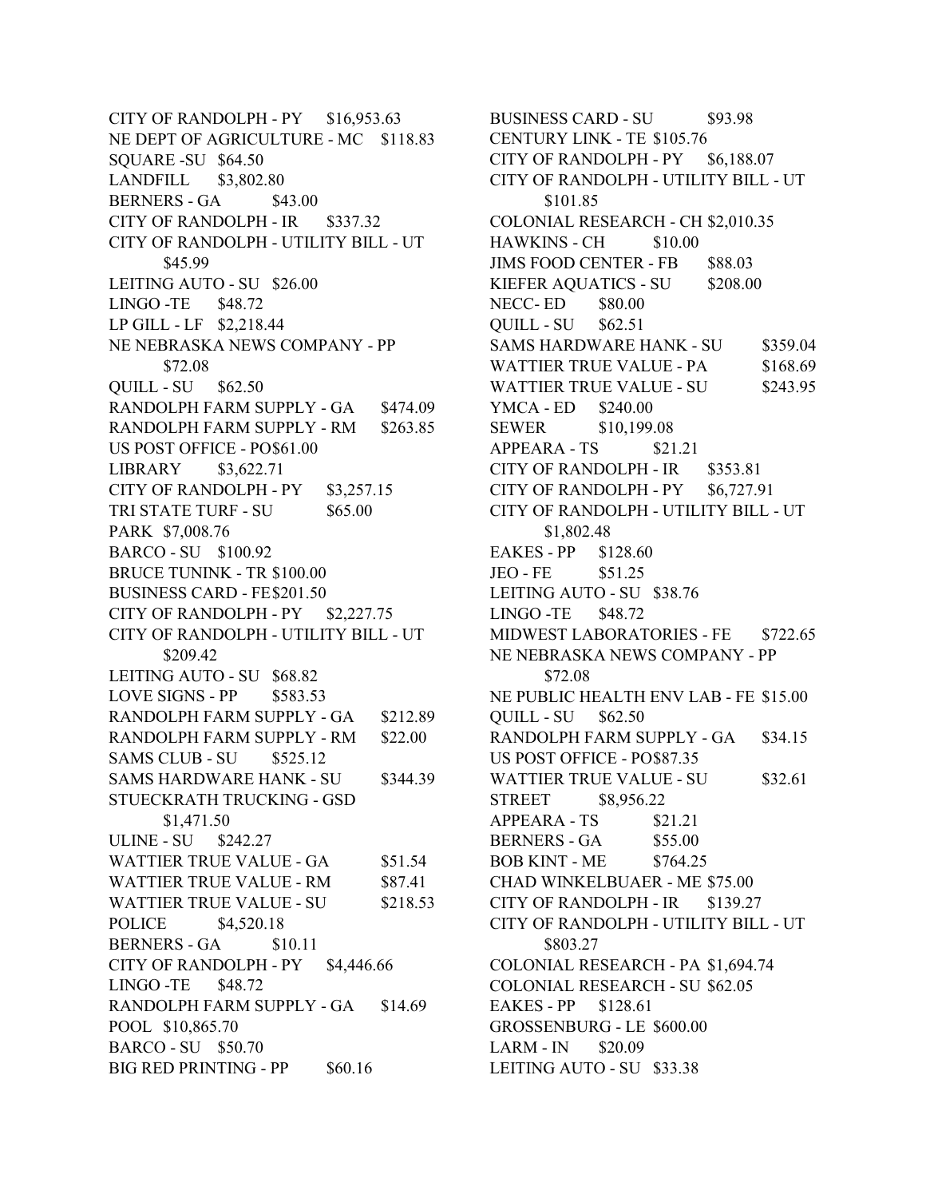CITY OF RANDOLPH - PY $16,953.63
NE DEPT OF AGRICULTURE - MC $118.83
SQUARE -SU $64.50
LANDFILL $3,802.80
BERNERS - GA $43.00
CITY OF RANDOLPH - IR $337.32
CITY OF RANDOLPH - UTILITY BILL - UT $45.99
LEITING AUTO - SU $26.00
LINGO -TE $48.72
LP GILL - LF $2,218.44
NE NEBRASKA NEWS COMPANY - PP $72.08
QUILL - SU $62.50
RANDOLPH FARM SUPPLY - GA $474.09
RANDOLPH FARM SUPPLY - RM $263.85
US POST OFFICE - PO$61.00
LIBRARY $3,622.71
CITY OF RANDOLPH - PY $3,257.15
TRI STATE TURF - SU $65.00
PARK $7,008.76
BARCO - SU $100.92
BRUCE TUNINK - TR $100.00
BUSINESS CARD - FE$201.50
CITY OF RANDOLPH - PY $2,227.75
CITY OF RANDOLPH - UTILITY BILL - UT $209.42
LEITING AUTO - SU $68.82
LOVE SIGNS - PP $583.53
RANDOLPH FARM SUPPLY - GA $212.89
RANDOLPH FARM SUPPLY - RM $22.00
SAMS CLUB - SU $525.12
SAMS HARDWARE HANK - SU $344.39
STUECKRATH TRUCKING - GSD $1,471.50
ULINE - SU $242.27
WATTIER TRUE VALUE - GA $51.54
WATTIER TRUE VALUE - RM $87.41
WATTIER TRUE VALUE - SU $218.53
POLICE $4,520.18
BERNERS - GA $10.11
CITY OF RANDOLPH - PY $4,446.66
LINGO -TE $48.72
RANDOLPH FARM SUPPLY - GA $14.69
POOL $10,865.70
BARCO - SU $50.70
BIG RED PRINTING - PP $60.16
BUSINESS CARD - SU $93.98
CENTURY LINK - TE $105.76
CITY OF RANDOLPH - PY $6,188.07
CITY OF RANDOLPH - UTILITY BILL - UT $101.85
COLONIAL RESEARCH - CH $2,010.35
HAWKINS - CH $10.00
JIMS FOOD CENTER - FB $88.03
KIEFER AQUATICS - SU $208.00
NECC- ED $80.00
QUILL - SU $62.51
SAMS HARDWARE HANK - SU $359.04
WATTIER TRUE VALUE - PA $168.69
WATTIER TRUE VALUE - SU $243.95
YMCA - ED $240.00
SEWER $10,199.08
APPEARA - TS $21.21
CITY OF RANDOLPH - IR $353.81
CITY OF RANDOLPH - PY $6,727.91
CITY OF RANDOLPH - UTILITY BILL - UT $1,802.48
EAKES - PP $128.60
JEO - FE $51.25
LEITING AUTO - SU $38.76
LINGO -TE $48.72
MIDWEST LABORATORIES - FE $722.65
NE NEBRASKA NEWS COMPANY - PP $72.08
NE PUBLIC HEALTH ENV LAB - FE $15.00
QUILL - SU $62.50
RANDOLPH FARM SUPPLY - GA $34.15
US POST OFFICE - PO$87.35
WATTIER TRUE VALUE - SU $32.61
STREET $8,956.22
APPEARA - TS $21.21
BERNERS - GA $55.00
BOB KINT - ME $764.25
CHAD WINKELBUAER - ME $75.00
CITY OF RANDOLPH - IR $139.27
CITY OF RANDOLPH - UTILITY BILL - UT $803.27
COLONIAL RESEARCH - PA $1,694.74
COLONIAL RESEARCH - SU $62.05
EAKES - PP $128.61
GROSSENBURG - LE $600.00
LARM - IN $20.09
LEITING AUTO - SU $33.38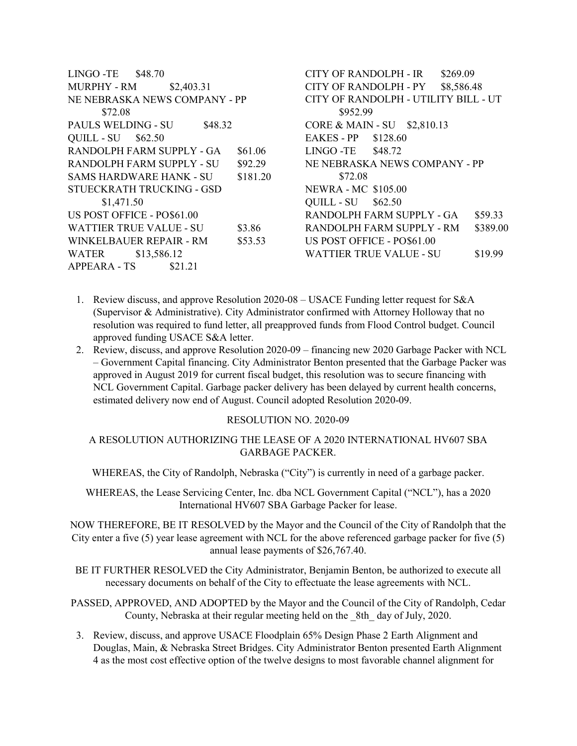LINGO -TE $48.70
MURPHY - RM $2,403.31
NE NEBRASKA NEWS COMPANY - PP $72.08
PAULS WELDING - SU $48.32
QUILL - SU $62.50
RANDOLPH FARM SUPPLY - GA $61.06
RANDOLPH FARM SUPPLY - SU $92.29
SAMS HARDWARE HANK - SU $181.20
STUECKRATH TRUCKING - GSD $1,471.50
US POST OFFICE - PO$61.00
WATTIER TRUE VALUE - SU $3.86
WINKELBAUER REPAIR - RM $53.53
WATER $13,586.12
APPEARA - TS $21.21
CITY OF RANDOLPH - IR $269.09
CITY OF RANDOLPH - PY $8,586.48
CITY OF RANDOLPH - UTILITY BILL - UT $952.99
CORE & MAIN - SU $2,810.13
EAKES - PP $128.60
LINGO -TE $48.72
NE NEBRASKA NEWS COMPANY - PP $72.08
NEWRA - MC $105.00
QUILL - SU $62.50
RANDOLPH FARM SUPPLY - GA $59.33
RANDOLPH FARM SUPPLY - RM $389.00
US POST OFFICE - PO$61.00
WATTIER TRUE VALUE - SU $19.99

1. Review discuss, and approve Resolution 2020-08 – USACE Funding letter request for S&A (Supervisor & Administrative). City Administrator confirmed with Attorney Holloway that no resolution was required to fund letter, all preapproved funds from Flood Control budget. Council approved funding USACE S&A letter.
2. Review, discuss, and approve Resolution 2020-09 – financing new 2020 Garbage Packer with NCL – Government Capital financing. City Administrator Benton presented that the Garbage Packer was approved in August 2019 for current fiscal budget, this resolution was to secure financing with NCL Government Capital. Garbage packer delivery has been delayed by current health concerns, estimated delivery now end of August. Council adopted Resolution 2020-09.

RESOLUTION NO. 2020-09

A RESOLUTION AUTHORIZING THE LEASE OF A 2020 INTERNATIONAL HV607 SBA GARBAGE PACKER.

WHEREAS, the City of Randolph, Nebraska ("City") is currently in need of a garbage packer.

WHEREAS, the Lease Servicing Center, Inc. dba NCL Government Capital ("NCL"), has a 2020 International HV607 SBA Garbage Packer for lease.

NOW THEREFORE, BE IT RESOLVED by the Mayor and the Council of the City of Randolph that the City enter a five (5) year lease agreement with NCL for the above referenced garbage packer for five (5) annual lease payments of $26,767.40.

BE IT FURTHER RESOLVED the City Administrator, Benjamin Benton, be authorized to execute all necessary documents on behalf of the City to effectuate the lease agreements with NCL.

PASSED, APPROVED, AND ADOPTED by the Mayor and the Council of the City of Randolph, Cedar County, Nebraska at their regular meeting held on the _8th_ day of July, 2020.

3. Review, discuss, and approve USACE Floodplain 65% Design Phase 2 Earth Alignment and Douglas, Main, & Nebraska Street Bridges. City Administrator Benton presented Earth Alignment 4 as the most cost effective option of the twelve designs to most favorable channel alignment for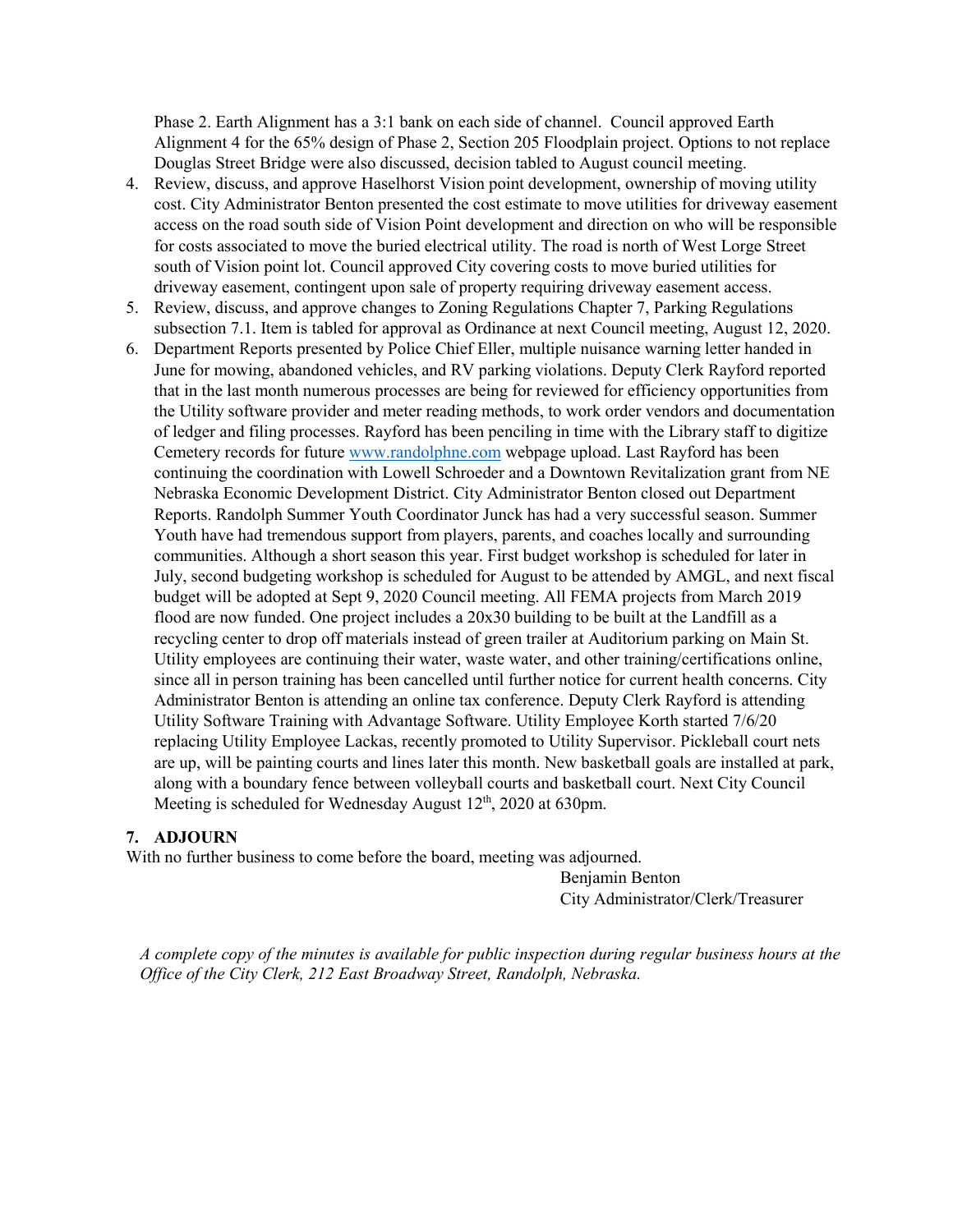Phase 2. Earth Alignment has a 3:1 bank on each side of channel. Council approved Earth Alignment 4 for the 65% design of Phase 2, Section 205 Floodplain project. Options to not replace Douglas Street Bridge were also discussed, decision tabled to August council meeting.

4. Review, discuss, and approve Haselhorst Vision point development, ownership of moving utility cost. City Administrator Benton presented the cost estimate to move utilities for driveway easement access on the road south side of Vision Point development and direction on who will be responsible for costs associated to move the buried electrical utility. The road is north of West Lorge Street south of Vision point lot. Council approved City covering costs to move buried utilities for driveway easement, contingent upon sale of property requiring driveway easement access.
5. Review, discuss, and approve changes to Zoning Regulations Chapter 7, Parking Regulations subsection 7.1. Item is tabled for approval as Ordinance at next Council meeting, August 12, 2020.
6. Department Reports presented by Police Chief Eller, multiple nuisance warning letter handed in June for mowing, abandoned vehicles, and RV parking violations. Deputy Clerk Rayford reported that in the last month numerous processes are being for reviewed for efficiency opportunities from the Utility software provider and meter reading methods, to work order vendors and documentation of ledger and filing processes. Rayford has been penciling in time with the Library staff to digitize Cemetery records for future www.randolphne.com webpage upload. Last Rayford has been continuing the coordination with Lowell Schroeder and a Downtown Revitalization grant from NE Nebraska Economic Development District. City Administrator Benton closed out Department Reports. Randolph Summer Youth Coordinator Junck has had a very successful season. Summer Youth have had tremendous support from players, parents, and coaches locally and surrounding communities. Although a short season this year. First budget workshop is scheduled for later in July, second budgeting workshop is scheduled for August to be attended by AMGL, and next fiscal budget will be adopted at Sept 9, 2020 Council meeting. All FEMA projects from March 2019 flood are now funded. One project includes a 20x30 building to be built at the Landfill as a recycling center to drop off materials instead of green trailer at Auditorium parking on Main St. Utility employees are continuing their water, waste water, and other training/certifications online, since all in person training has been cancelled until further notice for current health concerns. City Administrator Benton is attending an online tax conference. Deputy Clerk Rayford is attending Utility Software Training with Advantage Software. Utility Employee Korth started 7/6/20 replacing Utility Employee Lackas, recently promoted to Utility Supervisor. Pickleball court nets are up, will be painting courts and lines later this month. New basketball goals are installed at park, along with a boundary fence between volleyball courts and basketball court. Next City Council Meeting is scheduled for Wednesday August 12th, 2020 at 630pm.

**7. ADJOURN**

With no further business to come before the board, meeting was adjourned.

Benjamin Benton
City Administrator/Clerk/Treasurer

*A complete copy of the minutes is available for public inspection during regular business hours at the Office of the City Clerk, 212 East Broadway Street, Randolph, Nebraska.*